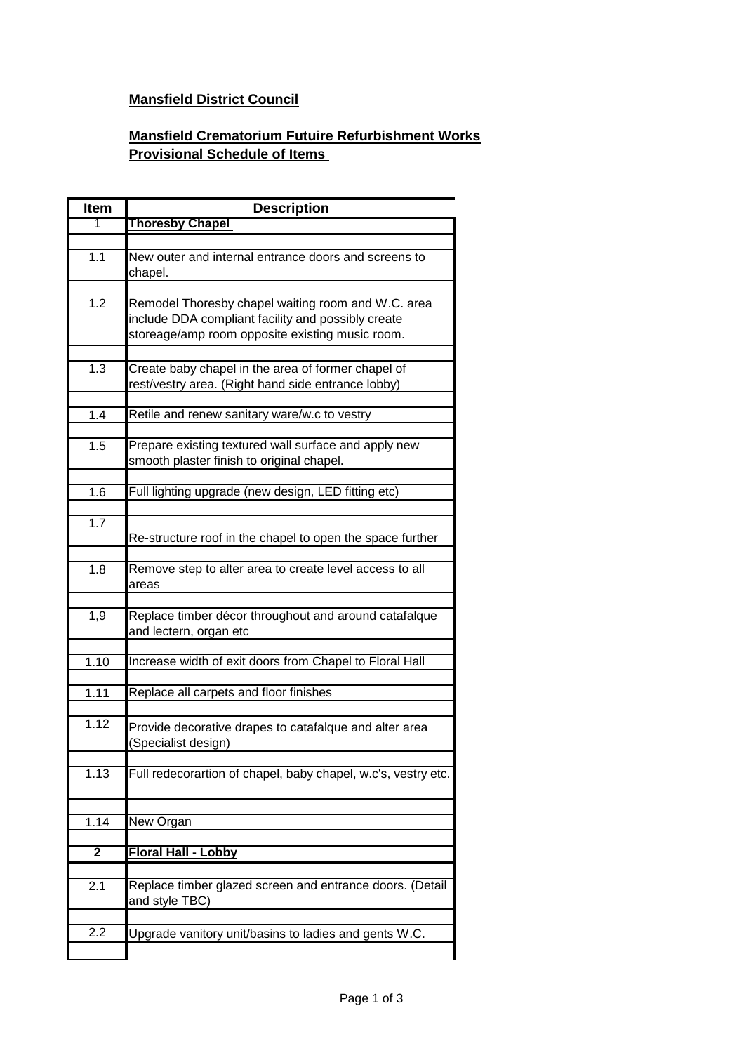**Mansfield District Council**

**Mansfield Crematorium Futuire Refurbishment Works**
**Provisional Schedule of Items**

| Item | Description |
|---|---|
| 1 | **Thoresby Chapel** |
| 1.1 | New outer and internal entrance doors and screens to chapel. |
| 1.2 | Remodel Thoresby chapel waiting room and W.C. area include DDA compliant facility and possibly create storeage/amp room opposite existing music room. |
| 1.3 | Create baby chapel in the area of former chapel of rest/vestry area. (Right hand side entrance lobby) |
| 1.4 | Retile and renew sanitary ware/w.c to vestry |
| 1.5 | Prepare existing textured wall surface and apply new smooth plaster finish to original chapel. |
| 1.6 | Full lighting upgrade (new design, LED fitting etc) |
| 1.7 | Re-structure roof in the chapel to open the space further |
| 1.8 | Remove step to alter area to create level access to all areas |
| 1,9 | Replace timber décor throughout and around catafalque and lectern, organ etc |
| 1.10 | Increase width of exit doors from Chapel to Floral Hall |
| 1.11 | Replace all carpets and floor finishes |
| 1.12 | Provide decorative drapes to catafalque and alter area (Specialist design) |
| 1.13 | Full redecorartion of chapel, baby chapel, w.c's, vestry etc. |
| 1.14 | New Organ |
| **2** | **Floral Hall - Lobby** |
| 2.1 | Replace timber glazed screen and entrance doors. (Detail and style TBC) |
| 2.2 | Upgrade vanitory unit/basins to ladies and gents W.C. |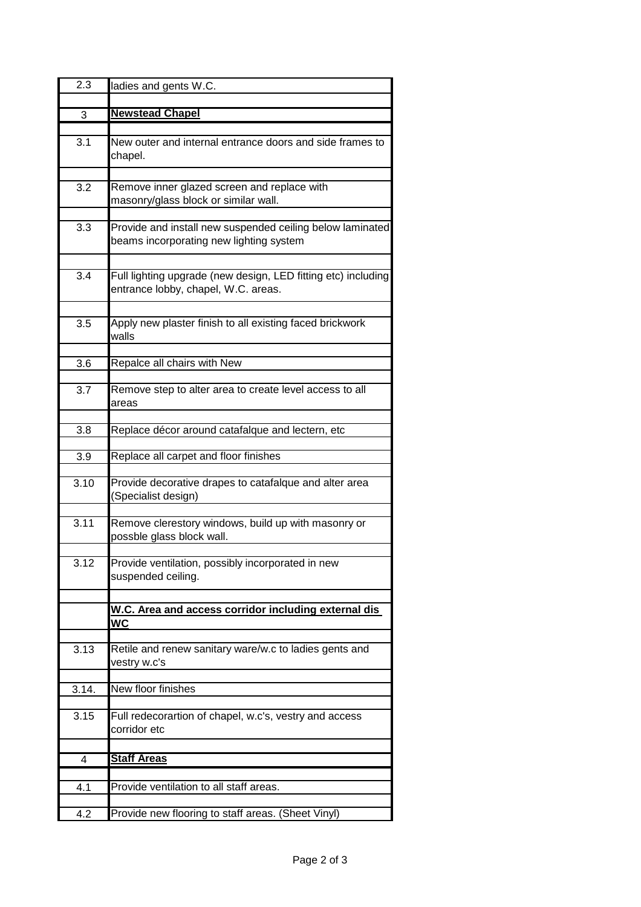| | |
|---|---|
| 2.3 | ladies and gents W.C. |
| | |
| 3 | **Newstead Chapel** |
| | |
| 3.1 | New outer and internal entrance doors and side frames to chapel. |
| | |
| 3.2 | Remove inner glazed screen and replace with masonry/glass block or similar wall. |
| | |
| 3.3 | Provide and install new suspended ceiling below laminated beams incorporating new lighting system |
| | |
| 3.4 | Full lighting upgrade (new design, LED fitting etc) including entrance lobby, chapel, W.C. areas. |
| | |
| 3.5 | Apply new plaster finish to all existing faced brickwork walls |
| | |
| 3.6 | Repalce all chairs with New |
| | |
| 3.7 | Remove step to alter area to create level access to all areas |
| | |
| 3.8 | Replace décor around catafalque and lectern, etc |
| | |
| 3.9 | Replace all carpet and floor finishes |
| | |
| 3.10 | Provide decorative drapes to catafalque and alter area (Specialist design) |
| | |
| 3.11 | Remove clerestory windows, build up with masonry or possble glass block wall. |
| | |
| 3.12 | Provide ventilation, possibly incorporated in new suspended ceiling. |
| | |
| | **W.C. Area and access corridor including external dis WC** |
| | |
| 3.13 | Retile and renew sanitary ware/w.c to ladies gents and vestry w.c's |
| | |
| 3.14. | New floor finishes |
| | |
| 3.15 | Full redecorartion of chapel, w.c's, vestry and access corridor etc |
| | |
| 4 | **Staff Areas** |
| | |
| 4.1 | Provide ventilation to all staff areas. |
| | |
| 4.2 | Provide new flooring to staff areas. (Sheet Vinyl) |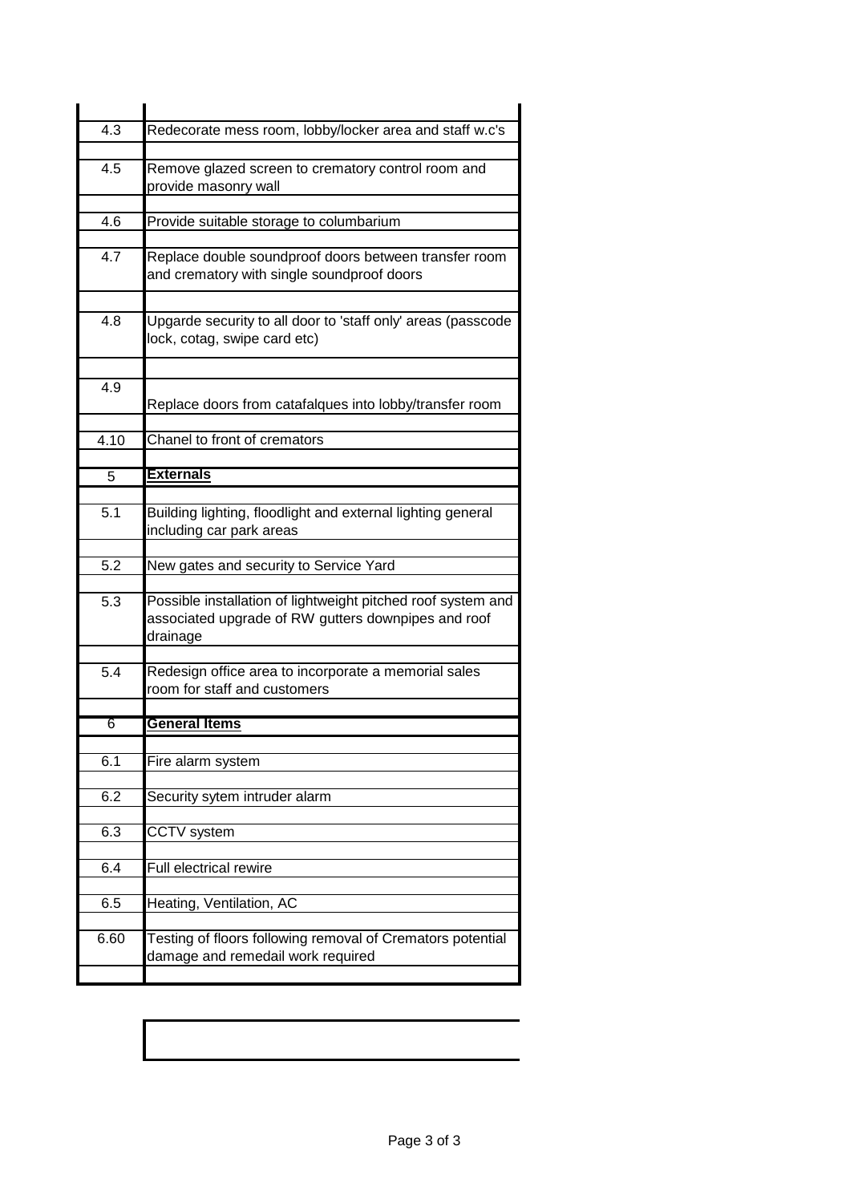| | |
|---|---|
| 4.3 | Redecorate mess room, lobby/locker area and staff w.c's |
| 4.5 | Remove glazed screen to crematory control room and provide masonry wall |
| 4.6 | Provide suitable storage to columbarium |
| 4.7 | Replace double soundproof doors between transfer room and crematory with single soundproof doors |
| 4.8 | Upgarde security to all door to 'staff only' areas (passcode lock, cotag, swipe card etc) |
| 4.9 | Replace doors from catafalques into lobby/transfer room |
| 4.10 | Chanel to front of cremators |
| 5 | **Externals** |
| 5.1 | Building lighting, floodlight and external lighting general including car park areas |
| 5.2 | New gates and security to Service Yard |
| 5.3 | Possible installation of lightweight pitched roof system and associated upgrade of RW gutters downpipes and roof drainage |
| 5.4 | Redesign office area to incorporate a memorial sales room for staff and customers |
| 6 | **General Items** |
| 6.1 | Fire alarm system |
| 6.2 | Security sytem intruder alarm |
| 6.3 | CCTV system |
| 6.4 | Full electrical rewire |
| 6.5 | Heating, Ventilation, AC |
| 6.60 | Testing of floors following removal of Cremators potential damage and remedail work required |